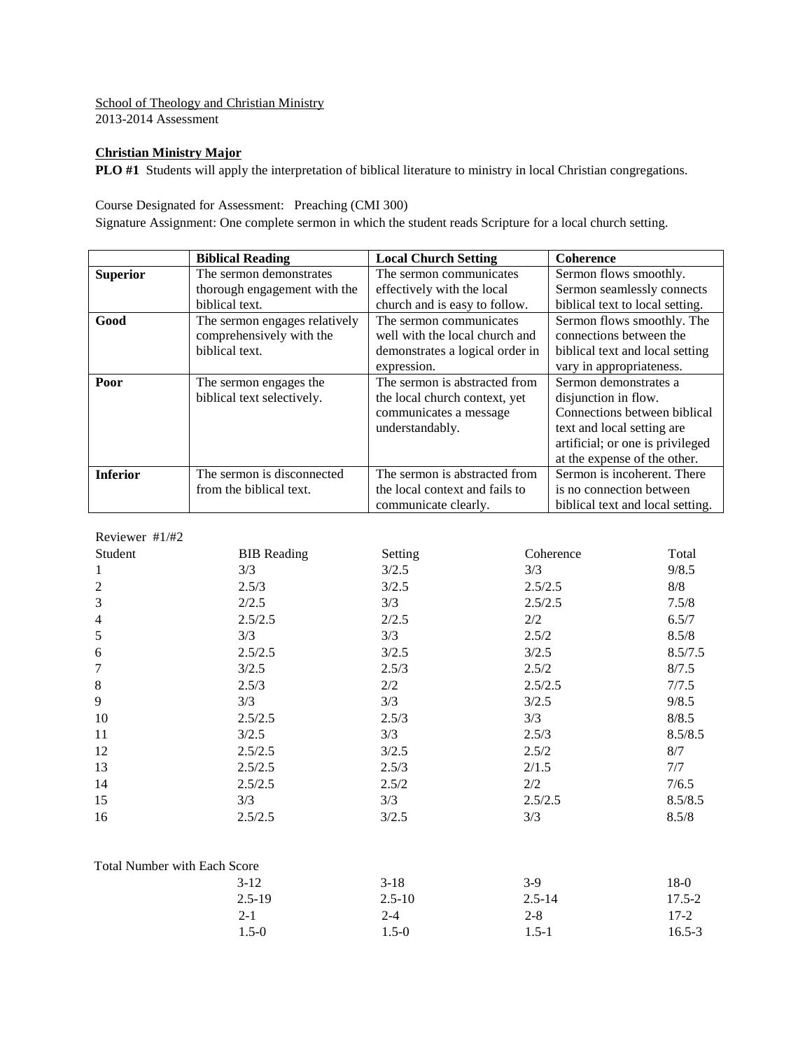School of Theology and Christian Ministry
2013-2014 Assessment

**Christian Ministry Major**

**PLO #1** Students will apply the interpretation of biblical literature to ministry in local Christian congregations.

Course Designated for Assessment: Preaching (CMI 300)
Signature Assignment: One complete sermon in which the student reads Scripture for a local church setting.

| | **Biblical Reading** | **Local Church Setting** | **Coherence** |
|---|---|---|---|
| **Superior** | The sermon demonstrates thorough engagement with the biblical text. | The sermon communicates effectively with the local church and is easy to follow. | Sermon flows smoothly. Sermon seamlessly connects biblical text to local setting. |
| **Good** | The sermon engages relatively comprehensively with the biblical text. | The sermon communicates well with the local church and demonstrates a logical order in expression. | Sermon flows smoothly. The connections between the biblical text and local setting vary in appropriateness. |
| **Poor** | The sermon engages the biblical text selectively. | The sermon is abstracted from the local church context, yet communicates a message understandably. | Sermon demonstrates a disjunction in flow. Connections between biblical text and local setting are artificial; or one is privileged at the expense of the other. |
| **Inferior** | The sermon is disconnected from the biblical text. | The sermon is abstracted from the local context and fails to communicate clearly. | Sermon is incoherent. There is no connection between biblical text and local setting. |

Reviewer #1/#2

| Student | BIB Reading | Setting | Coherence | Total |
|---|---|---|---|---|
| 1 | 3/3 | 3/2.5 | 3/3 | 9/8.5 |
| 2 | 2.5/3 | 3/2.5 | 2.5/2.5 | 8/8 |
| 3 | 2/2.5 | 3/3 | 2.5/2.5 | 7.5/8 |
| 4 | 2.5/2.5 | 2/2.5 | 2/2 | 6.5/7 |
| 5 | 3/3 | 3/3 | 2.5/2 | 8.5/8 |
| 6 | 2.5/2.5 | 3/2.5 | 3/2.5 | 8.5/7.5 |
| 7 | 3/2.5 | 2.5/3 | 2.5/2 | 8/7.5 |
| 8 | 2.5/3 | 2/2 | 2.5/2.5 | 7/7.5 |
| 9 | 3/3 | 3/3 | 3/2.5 | 9/8.5 |
| 10 | 2.5/2.5 | 2.5/3 | 3/3 | 8/8.5 |
| 11 | 3/2.5 | 3/3 | 2.5/3 | 8.5/8.5 |
| 12 | 2.5/2.5 | 3/2.5 | 2.5/2 | 8/7 |
| 13 | 2.5/2.5 | 2.5/3 | 2/1.5 | 7/7 |
| 14 | 2.5/2.5 | 2.5/2 | 2/2 | 7/6.5 |
| 15 | 3/3 | 3/3 | 2.5/2.5 | 8.5/8.5 |
| 16 | 2.5/2.5 | 3/2.5 | 3/3 | 8.5/8 |

Total Number with Each Score

| | BIB Reading | Setting | Coherence | Total |
|---|---|---|---|---|
| | 3-12 | 3-18 | 3-9 | 18-0 |
| | 2.5-19 | 2.5-10 | 2.5-14 | 17.5-2 |
| | 2-1 | 2-4 | 2-8 | 17-2 |
| | 1.5-0 | 1.5-0 | 1.5-1 | 16.5-3 |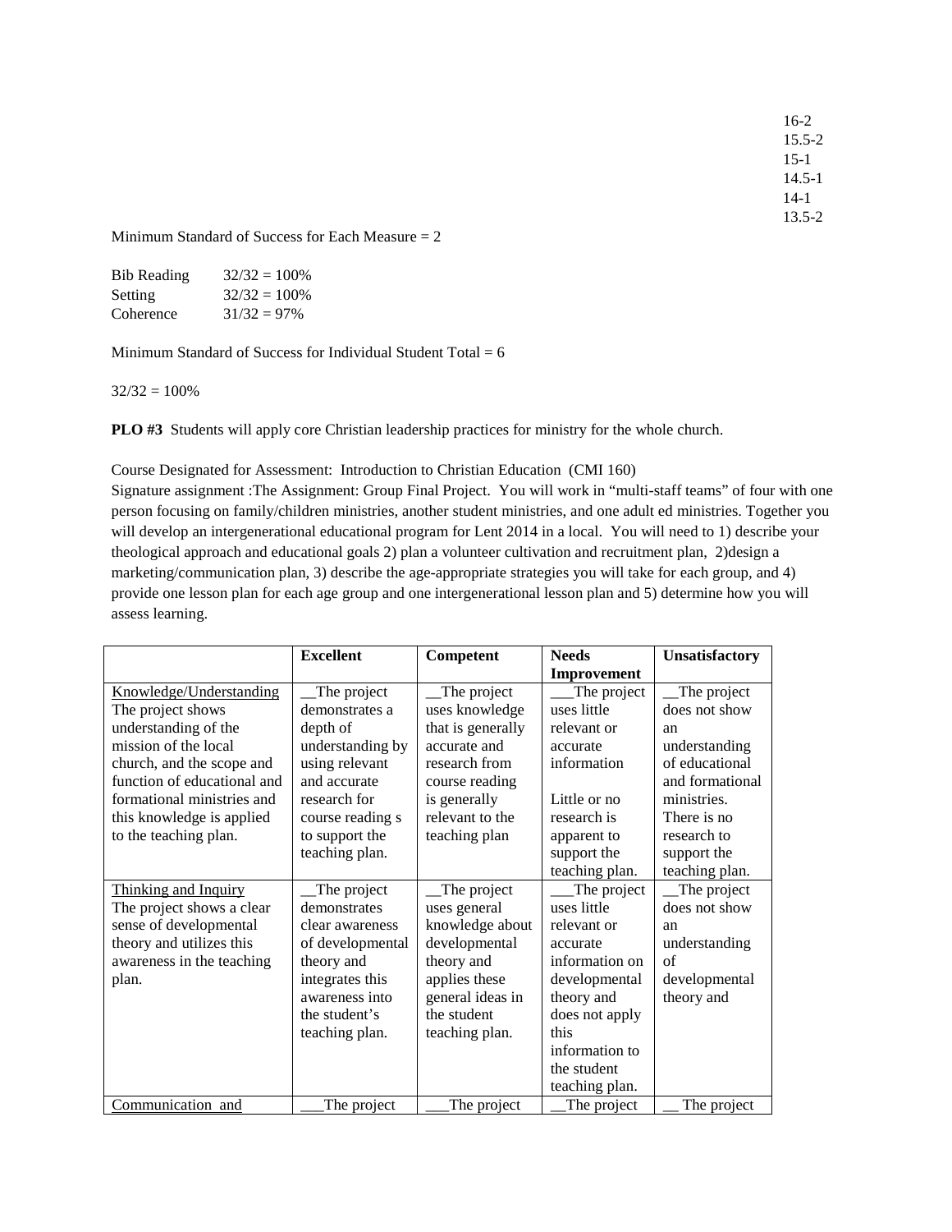16-2
15.5-2
15-1
14.5-1
14-1
13.5-2

Minimum Standard of Success for Each Measure = 2

Bib Reading 32/32 = 100%
Setting 32/32 = 100%
Coherence 31/32 = 97%

Minimum Standard of Success for Individual Student Total = 6

32/32 = 100%

**PLO #3** Students will apply core Christian leadership practices for ministry for the whole church.

Course Designated for Assessment: Introduction to Christian Education (CMI 160)
Signature assignment :The Assignment: Group Final Project. You will work in "multi-staff teams" of four with one person focusing on family/children ministries, another student ministries, and one adult ed ministries. Together you will develop an intergenerational educational program for Lent 2014 in a local. You will need to 1) describe your theological approach and educational goals 2) plan a volunteer cultivation and recruitment plan, 2)design a marketing/communication plan, 3) describe the age-appropriate strategies you will take for each group, and 4) provide one lesson plan for each age group and one intergenerational lesson plan and 5) determine how you will assess learning.

| | **Excellent** | **Competent** | **Needs Improvement** | **Unsatisfactory** |
|---|---|---|---|---|
| Knowledge/Understanding The project shows understanding of the mission of the local church, and the scope and function of educational and formational ministries and this knowledge is applied to the teaching plan. | __The project demonstrates a depth of understanding by using relevant and accurate research for course reading s to support the teaching plan. | __The project uses knowledge that is generally accurate and research from course reading is generally relevant to the teaching plan | ___The project uses little relevant or accurate information Little or no research is apparent to support the teaching plan. | __The project does not show an understanding of educational and formational ministries. There is no research to support the teaching plan. |
| Thinking and Inquiry The project shows a clear sense of developmental theory and utilizes this awareness in the teaching plan. | __The project demonstrates clear awareness of developmental theory and integrates this awareness into the student's teaching plan. | __The project uses general knowledge about developmental theory and applies these general ideas in the student teaching plan. | ___The project uses little relevant or accurate information on developmental theory and does not apply this information to the student teaching plan. | __The project does not show an understanding of developmental theory and |
| Communication and | ___The project | ___The project | __The project | __ The project |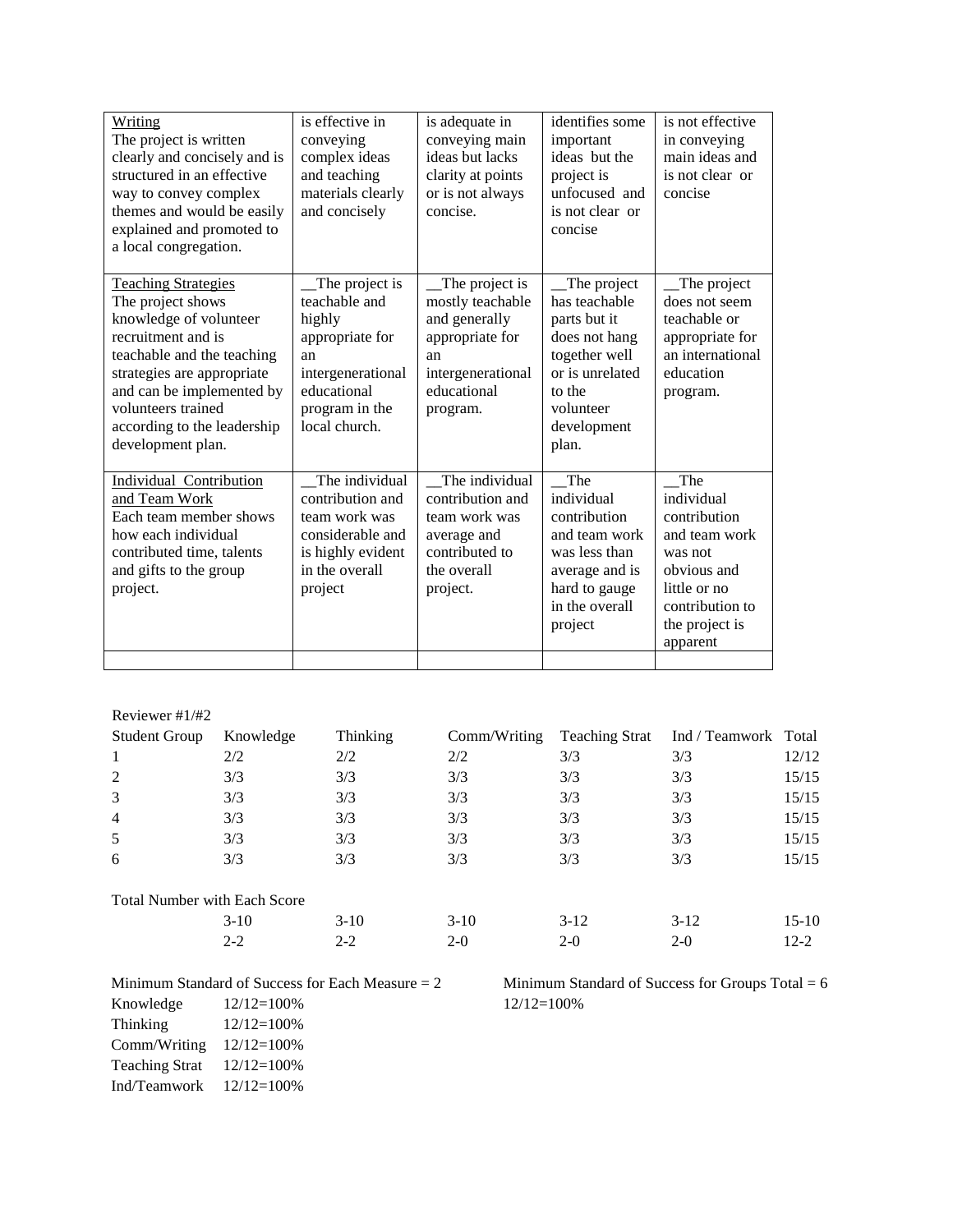| | | | | |
|---|---|---|---|---|
| Writing<br>The project is written clearly and concisely and is structured in an effective way to convey complex themes and would be easily explained and promoted to a local congregation. | is effective in conveying complex ideas and teaching materials clearly and concisely | is adequate in conveying main ideas but lacks clarity at points or is not always concise. | identifies some important ideas but the project is unfocused and is not clear or concise | is not effective in conveying main ideas and is not clear or concise |
| Teaching Strategies<br>The project shows knowledge of volunteer recruitment and is teachable and the teaching strategies are appropriate and can be implemented by volunteers trained according to the leadership development plan. | __The project is teachable and highly appropriate for an intergenerational educational program in the local church. | __The project is mostly teachable and generally appropriate for an intergenerational educational program. | __The project has teachable parts but it does not hang together well or is unrelated to the volunteer development plan. | __The project does not seem teachable or appropriate for an international education program. |
| Individual Contribution and Team Work<br>Each team member shows how each individual contributed time, talents and gifts to the group project. | __The individual contribution and team work was considerable and is highly evident in the overall project | __The individual contribution and team work was average and contributed to the overall project. | __The individual contribution and team work was less than average and is hard to gauge in the overall project | __The individual contribution and team work was not obvious and little or no contribution to the project is apparent |
| | | | | |

Reviewer #1/#2

| Student Group | Knowledge | Thinking | Comm/Writing | Teaching Strat | Ind / Teamwork | Total |
|---|---|---|---|---|---|---|
| 1 | 2/2 | 2/2 | 2/2 | 3/3 | 3/3 | 12/12 |
| 2 | 3/3 | 3/3 | 3/3 | 3/3 | 3/3 | 15/15 |
| 3 | 3/3 | 3/3 | 3/3 | 3/3 | 3/3 | 15/15 |
| 4 | 3/3 | 3/3 | 3/3 | 3/3 | 3/3 | 15/15 |
| 5 | 3/3 | 3/3 | 3/3 | 3/3 | 3/3 | 15/15 |
| 6 | 3/3 | 3/3 | 3/3 | 3/3 | 3/3 | 15/15 |
| Total Number with Each Score | | | | | | |
| | 3-10 | 3-10 | 3-10 | 3-12 | 3-12 | 15-10 |
| | 2-2 | 2-2 | 2-0 | 2-0 | 2-0 | 12-2 |

Minimum Standard of Success for Each Measure = 2

| | |
|---|---|
| Knowledge | 12/12=100% |
| Thinking | 12/12=100% |
| Comm/Writing | 12/12=100% |
| Teaching Strat | 12/12=100% |
| Ind/Teamwork | 12/12=100% |

Minimum Standard of Success for Groups Total = 6

12/12=100%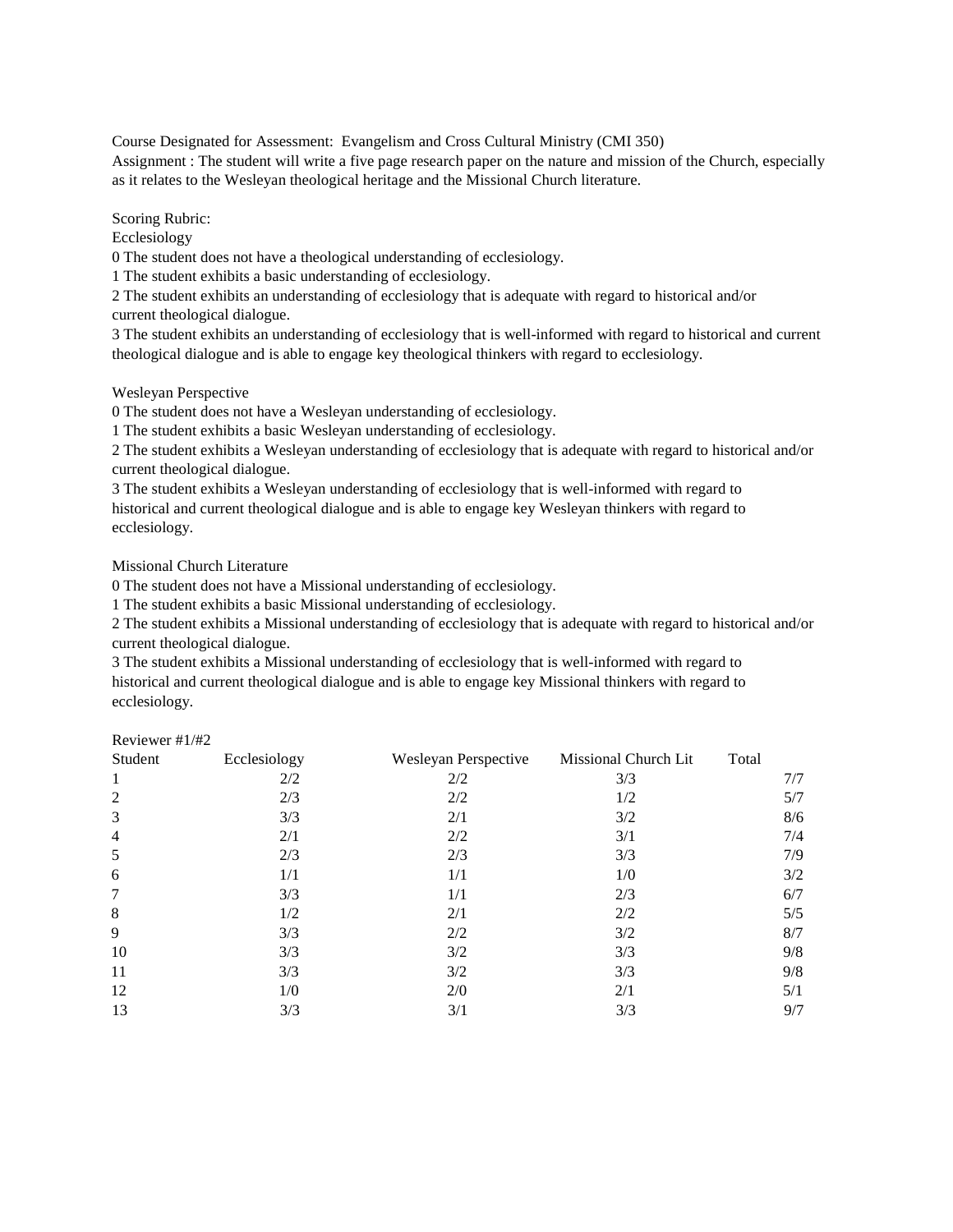Course Designated for Assessment: Evangelism and Cross Cultural Ministry (CMI 350)
Assignment : The student will write a five page research paper on the nature and mission of the Church, especially as it relates to the Wesleyan theological heritage and the Missional Church literature.

Scoring Rubric:

Ecclesiology

0 The student does not have a theological understanding of ecclesiology.
1 The student exhibits a basic understanding of ecclesiology.
2 The student exhibits an understanding of ecclesiology that is adequate with regard to historical and/or current theological dialogue.
3 The student exhibits an understanding of ecclesiology that is well-informed with regard to historical and current theological dialogue and is able to engage key theological thinkers with regard to ecclesiology.

Wesleyan Perspective

0 The student does not have a Wesleyan understanding of ecclesiology.
1 The student exhibits a basic Wesleyan understanding of ecclesiology.
2 The student exhibits a Wesleyan understanding of ecclesiology that is adequate with regard to historical and/or current theological dialogue.
3 The student exhibits a Wesleyan understanding of ecclesiology that is well-informed with regard to historical and current theological dialogue and is able to engage key Wesleyan thinkers with regard to ecclesiology.

Missional Church Literature

0 The student does not have a Missional understanding of ecclesiology.
1 The student exhibits a basic Missional understanding of ecclesiology.
2 The student exhibits a Missional understanding of ecclesiology that is adequate with regard to historical and/or current theological dialogue.
3 The student exhibits a Missional understanding of ecclesiology that is well-informed with regard to historical and current theological dialogue and is able to engage key Missional thinkers with regard to ecclesiology.

Reviewer #1/#2

| Student | Ecclesiology | Wesleyan Perspective | Missional Church Lit | Total |
|---|---|---|---|---|
| 1 | 2/2 | 2/2 | 3/3 | 7/7 |
| 2 | 2/3 | 2/2 | 1/2 | 5/7 |
| 3 | 3/3 | 2/1 | 3/2 | 8/6 |
| 4 | 2/1 | 2/2 | 3/1 | 7/4 |
| 5 | 2/3 | 2/3 | 3/3 | 7/9 |
| 6 | 1/1 | 1/1 | 1/0 | 3/2 |
| 7 | 3/3 | 1/1 | 2/3 | 6/7 |
| 8 | 1/2 | 2/1 | 2/2 | 5/5 |
| 9 | 3/3 | 2/2 | 3/2 | 8/7 |
| 10 | 3/3 | 3/2 | 3/3 | 9/8 |
| 11 | 3/3 | 3/2 | 3/3 | 9/8 |
| 12 | 1/0 | 2/0 | 2/1 | 5/1 |
| 13 | 3/3 | 3/1 | 3/3 | 9/7 |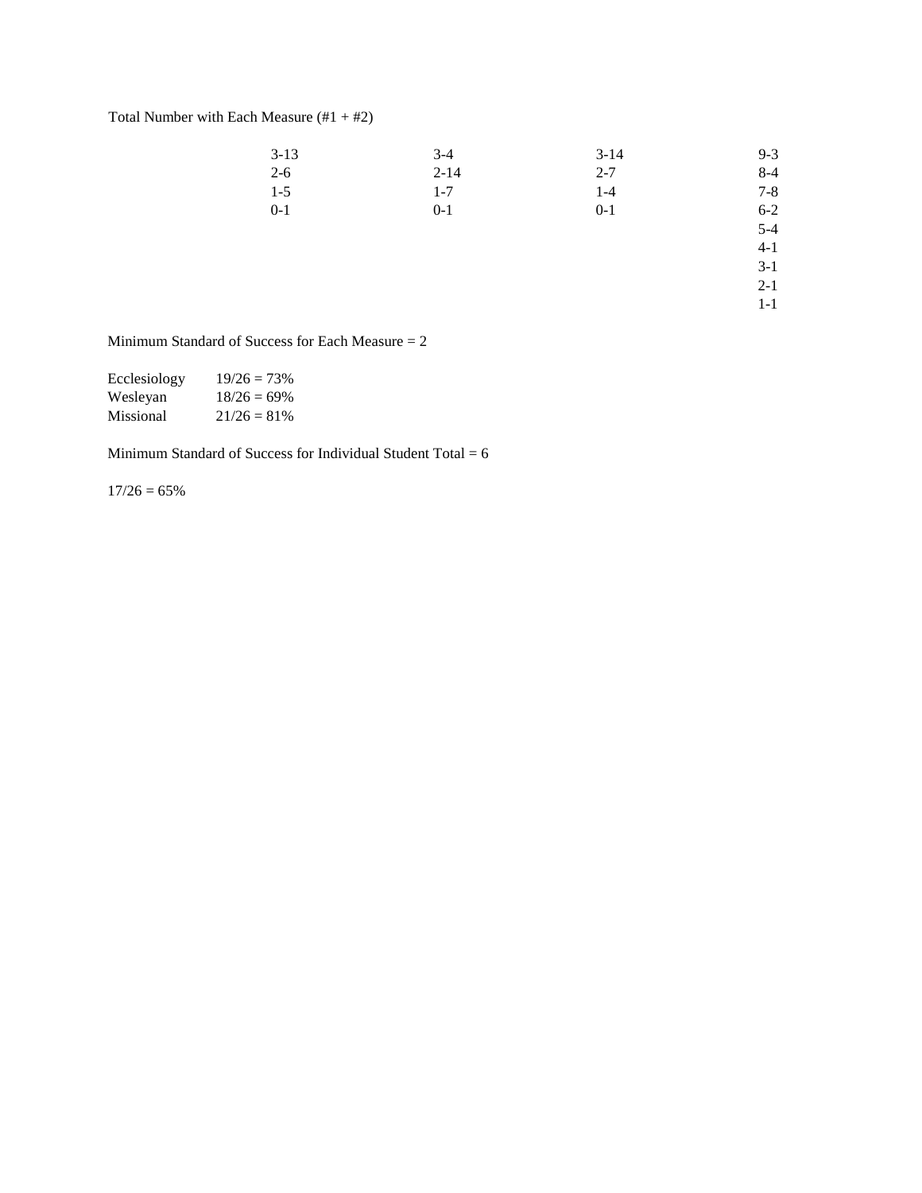Total Number with Each Measure (#1 + #2)

| | | | |
|---|---|---|---|
| 3-13 | 3-4 | 3-14 | 9-3 |
| 2-6 | 2-14 | 2-7 | 8-4 |
| 1-5 | 1-7 | 1-4 | 7-8 |
| 0-1 | 0-1 | 0-1 | 6-2 |
| | | | 5-4 |
| | | | 4-1 |
| | | | 3-1 |
| | | | 2-1 |
| | | | 1-1 |

Minimum Standard of Success for Each Measure = 2

| | |
|---|---|
| Ecclesiology | 19/26 = 73% |
| Wesleyan | 18/26 = 69% |
| Missional | 21/26 = 81% |

Minimum Standard of Success for Individual Student Total = 6

17/26 = 65%